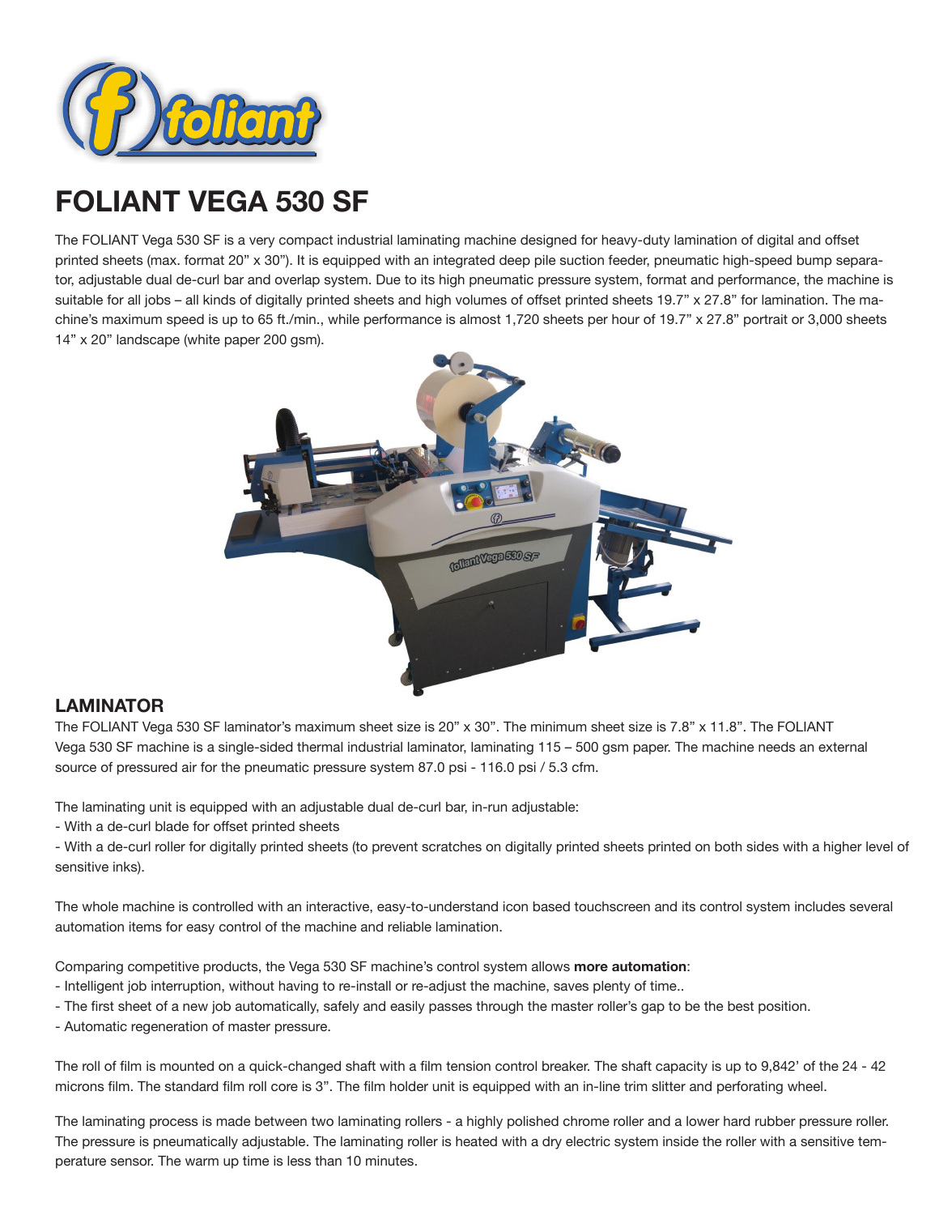# FOLIANT VEGA 530 SF

The FOLIANT Vega 530 SF is a very compact industrial laminating machine designed for heavy-duty lamination of digital and offset printed sheets (max. format 20" x 30"). It is equipped with an integrated deep pile suction feeder, pneumatic high-speed bump separator, adjustable dual de-curl bar and overlap system. Due to its high pneumatic pressure system, format and performance, the machine is suitable for all jobs – all kinds of digitally printed sheets and high volumes of offset printed sheets 19.7" x 27.8" for lamination. The machine's maximum speed is up to 65 ft./min., while performance is almost 1,720 sheets per hour of 19.7" x 27.8" portrait or 3,000 sheets 14" x 20" landscape (white paper 200 gsm).

## LAMINATOR

The FOLIANT Vega 530 SF laminator's maximum sheet size is 20" x 30". The minimum sheet size is 7.8" x 11.8". The FOLIANT Vega 530 SF machine is a single-sided thermal industrial laminator, laminating 115 – 500 gsm paper. The machine needs an external source of pressured air for the pneumatic pressure system 87.0 psi - 116.0 psi / 5.3 cfm.

The laminating unit is equipped with an adjustable dual de-curl bar, in-run adjustable:
- With a de-curl blade for offset printed sheets
- With a de-curl roller for digitally printed sheets (to prevent scratches on digitally printed sheets printed on both sides with a higher level of sensitive inks).

The whole machine is controlled with an interactive, easy-to-understand icon based touchscreen and its control system includes several automation items for easy control of the machine and reliable lamination.

Comparing competitive products, the Vega 530 SF machine's control system allows **more automation**:
- Intelligent job interruption, without having to re-install or re-adjust the machine, saves plenty of time..
- The first sheet of a new job automatically, safely and easily passes through the master roller's gap to be the best position.
- Automatic regeneration of master pressure.

The roll of film is mounted on a quick-changed shaft with a film tension control breaker. The shaft capacity is up to 9,842' of the 24 - 42 microns film. The standard film roll core is 3". The film holder unit is equipped with an in-line trim slitter and perforating wheel.

The laminating process is made between two laminating rollers - a highly polished chrome roller and a lower hard rubber pressure roller. The pressure is pneumatically adjustable. The laminating roller is heated with a dry electric system inside the roller with a sensitive temperature sensor. The warm up time is less than 10 minutes.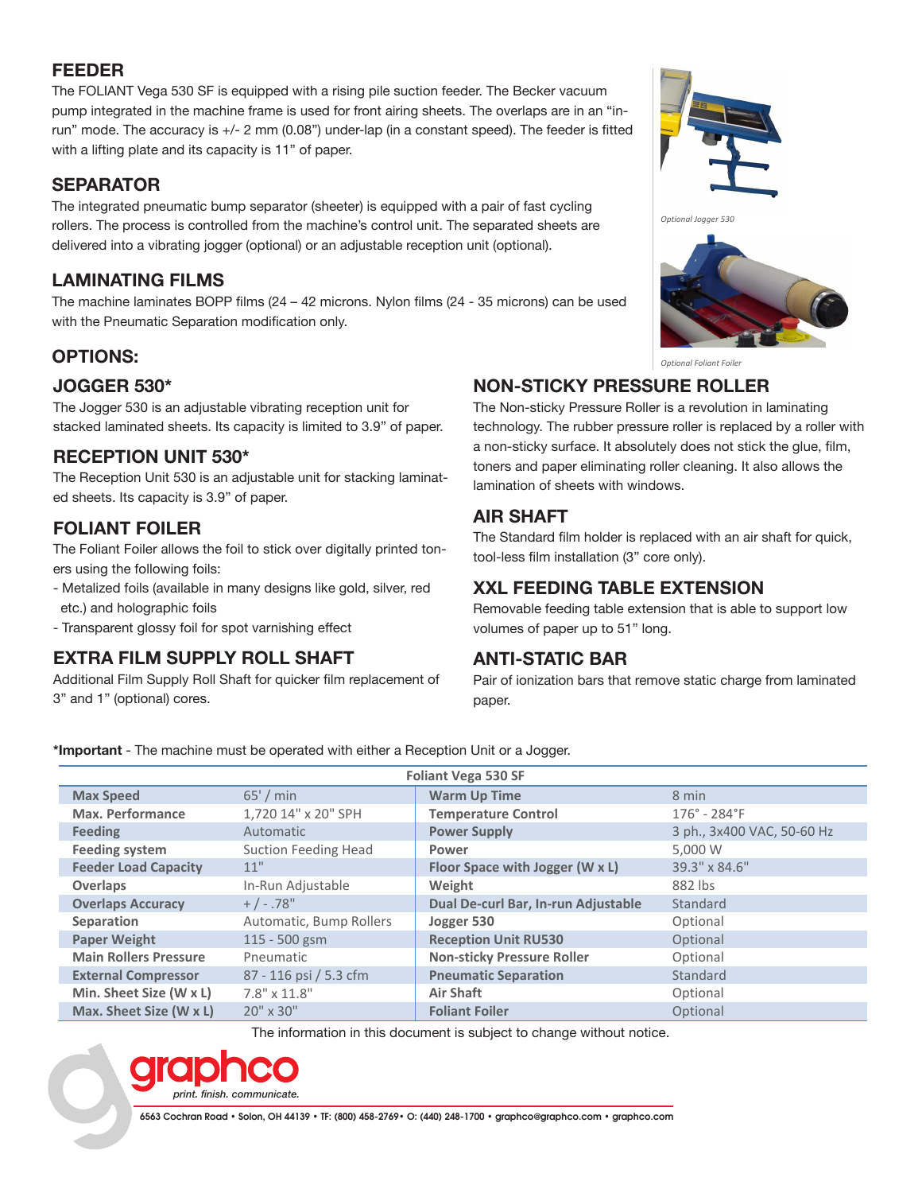## FEEDER

The FOLIANT Vega 530 SF is equipped with a rising pile suction feeder. The Becker vacuum pump integrated in the machine frame is used for front airing sheets. The overlaps are in an "in-run" mode. The accuracy is +/- 2 mm (0.08") under-lap (in a constant speed). The feeder is fitted with a lifting plate and its capacity is 11" of paper.

## SEPARATOR

The integrated pneumatic bump separator (sheeter) is equipped with a pair of fast cycling rollers. The process is controlled from the machine's control unit. The separated sheets are delivered into a vibrating jogger (optional) or an adjustable reception unit (optional).

## LAMINATING FILMS

The machine laminates BOPP films (24 – 42 microns. Nylon films (24 - 35 microns) can be used with the Pneumatic Separation modification only.

*Optional Jogger 530*

*Optional Foliant Foiler*

## OPTIONS:

### JOGGER 530*

The Jogger 530 is an adjustable vibrating reception unit for stacked laminated sheets. Its capacity is limited to 3.9" of paper.

### RECEPTION UNIT 530*

The Reception Unit 530 is an adjustable unit for stacking laminated sheets. Its capacity is 3.9" of paper.

### FOLIANT FOILER

The Foliant Foiler allows the foil to stick over digitally printed toners using the following foils:

- Metalized foils (available in many designs like gold, silver, red etc.) and holographic foils
- Transparent glossy foil for spot varnishing effect

### EXTRA FILM SUPPLY ROLL SHAFT

Additional Film Supply Roll Shaft for quicker film replacement of 3" and 1" (optional) cores.

### NON-STICKY PRESSURE ROLLER

The Non-sticky Pressure Roller is a revolution in laminating technology. The rubber pressure roller is replaced by a roller with a non-sticky surface. It absolutely does not stick the glue, film, toners and paper eliminating roller cleaning. It also allows the lamination of sheets with windows.

### AIR SHAFT

The Standard film holder is replaced with an air shaft for quick, tool-less film installation (3" core only).

### XXL FEEDING TABLE EXTENSION

Removable feeding table extension that is able to support low volumes of paper up to 51" long.

### ANTI-STATIC BAR

Pair of ionization bars that remove static charge from laminated paper.

**\*Important** - The machine must be operated with either a Reception Unit or a Jogger.

| Foliant Vega 530 SF | | | |
|---|---|---|---|
| **Max Speed** | 65' / min | **Warm Up Time** | 8 min |
| **Max. Performance** | 1,720 14" x 20" SPH | **Temperature Control** | 176° - 284°F |
| **Feeding** | Automatic | **Power Supply** | 3 ph., 3x400 VAC, 50-60 Hz |
| **Feeding system** | Suction Feeding Head | **Power** | 5,000 W |
| **Feeder Load Capacity** | 11" | **Floor Space with Jogger (W x L)** | 39.3" x 84.6" |
| **Overlaps** | In-Run Adjustable | **Weight** | 882 lbs |
| **Overlaps Accuracy** | + / - .78" | **Dual De-curl Bar, In-run Adjustable** | Standard |
| **Separation** | Automatic, Bump Rollers | **Jogger 530** | Optional |
| **Paper Weight** | 115 - 500 gsm | **Reception Unit RU530** | Optional |
| **Main Rollers Pressure** | Pneumatic | **Non-sticky Pressure Roller** | Optional |
| **External Compressor** | 87 - 116 psi / 5.3 cfm | **Pneumatic Separation** | Standard |
| **Min. Sheet Size (W x L)** | 7.8" x 11.8" | **Air Shaft** | Optional |
| **Max. Sheet Size (W x L)** | 20" x 30" | **Foliant Foiler** | Optional |

The information in this document is subject to change without notice.

graphco
print. finish. communicate.

6563 Cochran Road • Solon, OH 44139 • TF: (800) 458-2769• O: (440) 248-1700 • graphco@graphco.com • graphco.com